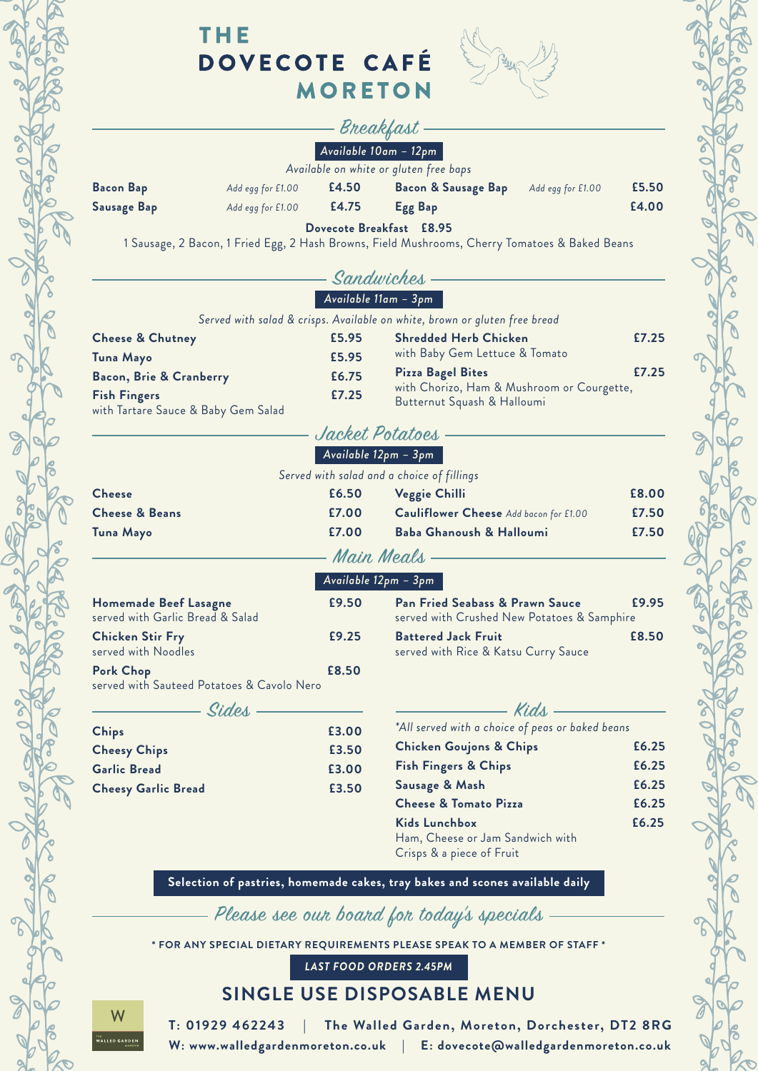# THE DOVECOTE CAFÉ MORETON

## Breakfast

*Available 10am – 12pm*

*Available on white or gluten free baps*

| Item | | Price |
|---|---|---|
| **Bacon Bap** | *Add egg for £1.00* | **£4.50** |
| **Sausage Bap** | *Add egg for £1.00* | **£4.75** |
| **Bacon & Sausage Bap** | *Add egg for £1.00* | **£5.50** |
| **Egg Bap** | | **£4.00** |

**Dovecote Breakfast £8.95**
1 Sausage, 2 Bacon, 1 Fried Egg, 2 Hash Browns, Field Mushrooms, Cherry Tomatoes & Baked Beans

## Sandwiches

*Available 11am – 3pm*

*Served with salad & crisps. Available on white, brown or gluten free bread*

| Item | Price |
|---|---|
| **Cheese & Chutney** | **£5.95** |
| **Tuna Mayo** | **£5.95** |
| **Bacon, Brie & Cranberry** | **£6.75** |
| **Fish Fingers** with Tartare Sauce & Baby Gem Salad | **£7.25** |
| **Shredded Herb Chicken** with Baby Gem Lettuce & Tomato | **£7.25** |
| **Pizza Bagel Bites** with Chorizo, Ham & Mushroom or Courgette, Butternut Squash & Halloumi | **£7.25** |

## Jacket Potatoes

*Available 12pm – 3pm*

*Served with salad and a choice of fillings*

| Item | Price |
|---|---|
| **Cheese** | **£6.50** |
| **Cheese & Beans** | **£7.00** |
| **Tuna Mayo** | **£7.00** |
| **Veggie Chilli** | **£8.00** |
| **Cauliflower Cheese** *Add bacon for £1.00* | **£7.50** |
| **Baba Ghanoush & Halloumi** | **£7.50** |

## Main Meals

*Available 12pm – 3pm*

| Item | Price |
|---|---|
| **Homemade Beef Lasagne** served with Garlic Bread & Salad | **£9.50** |
| **Chicken Stir Fry** served with Noodles | **£9.25** |
| **Pork Chop** served with Sauteed Potatoes & Cavolo Nero | **£8.50** |
| **Pan Fried Seabass & Prawn Sauce** served with Crushed New Potatoes & Samphire | **£9.95** |
| **Battered Jack Fruit** served with Rice & Katsu Curry Sauce | **£8.50** |

## Sides

| Item | Price |
|---|---|
| **Chips** | **£3.00** |
| **Cheesy Chips** | **£3.50** |
| **Garlic Bread** | **£3.00** |
| **Cheesy Garlic Bread** | **£3.50** |

## Kids

*\*All served with a choice of peas or baked beans*

| Item | Price |
|---|---|
| **Chicken Goujons & Chips** | **£6.25** |
| **Fish Fingers & Chips** | **£6.25** |
| **Sausage & Mash** | **£6.25** |
| **Cheese & Tomato Pizza** | **£6.25** |
| **Kids Lunchbox** Ham, Cheese or Jam Sandwich with Crisps & a piece of Fruit | **£6.25** |

**Selection of pastries, homemade cakes, tray bakes and scones available daily**

*Please see our board for today's specials*

**\* FOR ANY SPECIAL DIETARY REQUIREMENTS PLEASE SPEAK TO A MEMBER OF STAFF \***

***LAST FOOD ORDERS 2.45PM***

## SINGLE USE DISPOSABLE MENU

**T: 01929 462243 | The Walled Garden, Moreton, Dorchester, DT2 8RG**

**W: www.walledgardenmoreton.co.uk | E: dovecote@walledgardenmoreton.co.uk**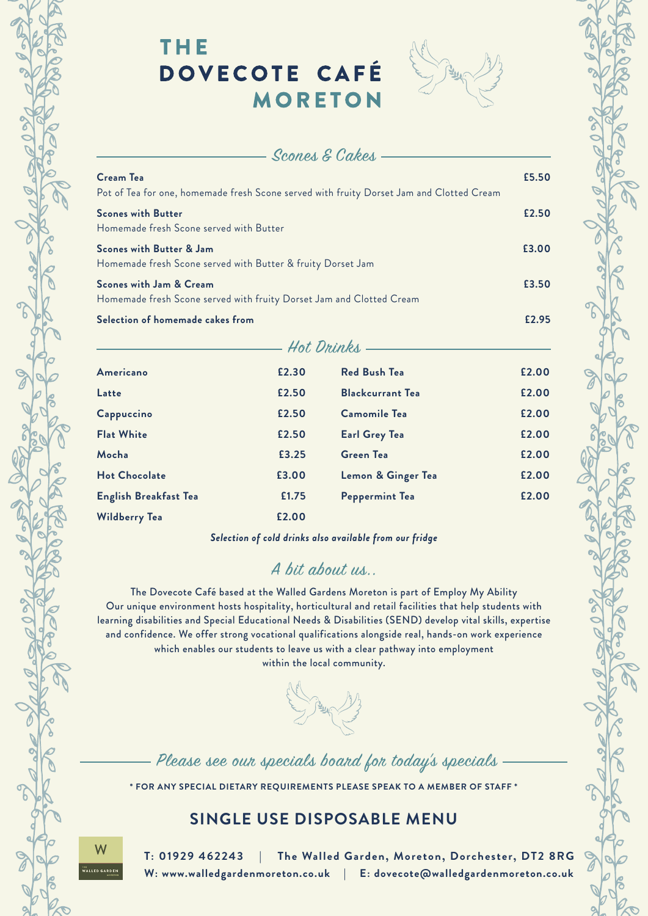# THE DOVECOTE CAFÉ MORETON

## Scones & Cakes

**Cream Tea** **£5.50**
Pot of Tea for one, homemade fresh Scone served with fruity Dorset Jam and Clotted Cream

**Scones with Butter** **£2.50**
Homemade fresh Scone served with Butter

**Scones with Butter & Jam** **£3.00**
Homemade fresh Scone served with Butter & fruity Dorset Jam

**Scones with Jam & Cream** **£3.50**
Homemade fresh Scone served with fruity Dorset Jam and Clotted Cream

**Selection of homemade cakes from** **£2.95**

## Hot Drinks

| | | | |
|---|---|---|---|
| **Americano** | **£2.30** | **Red Bush Tea** | **£2.00** |
| **Latte** | **£2.50** | **Blackcurrant Tea** | **£2.00** |
| **Cappuccino** | **£2.50** | **Camomile Tea** | **£2.00** |
| **Flat White** | **£2.50** | **Earl Grey Tea** | **£2.00** |
| **Mocha** | **£3.25** | **Green Tea** | **£2.00** |
| **Hot Chocolate** | **£3.00** | **Lemon & Ginger Tea** | **£2.00** |
| **English Breakfast Tea** | **£1.75** | **Peppermint Tea** | **£2.00** |
| **Wildberry Tea** | **£2.00** | | |

***Selection of cold drinks also available from our fridge***

## A bit about us..

The Dovecote Café based at the Walled Gardens Moreton is part of Employ My Ability
Our unique environment hosts hospitality, horticultural and retail facilities that help students with learning disabilities and Special Educational Needs & Disabilities (SEND) develop vital skills, expertise and confidence. We offer strong vocational qualifications alongside real, hands-on work experience which enables our students to leave us with a clear pathway into employment within the local community.

*Please see our specials board for today's specials*

**\* FOR ANY SPECIAL DIETARY REQUIREMENTS PLEASE SPEAK TO A MEMBER OF STAFF \***

## SINGLE USE DISPOSABLE MENU

**T: 01929 462243 | The Walled Garden, Moreton, Dorchester, DT2 8RG**
**W: www.walledgardenmoreton.co.uk | E: dovecote@walledgardenmoreton.co.uk**